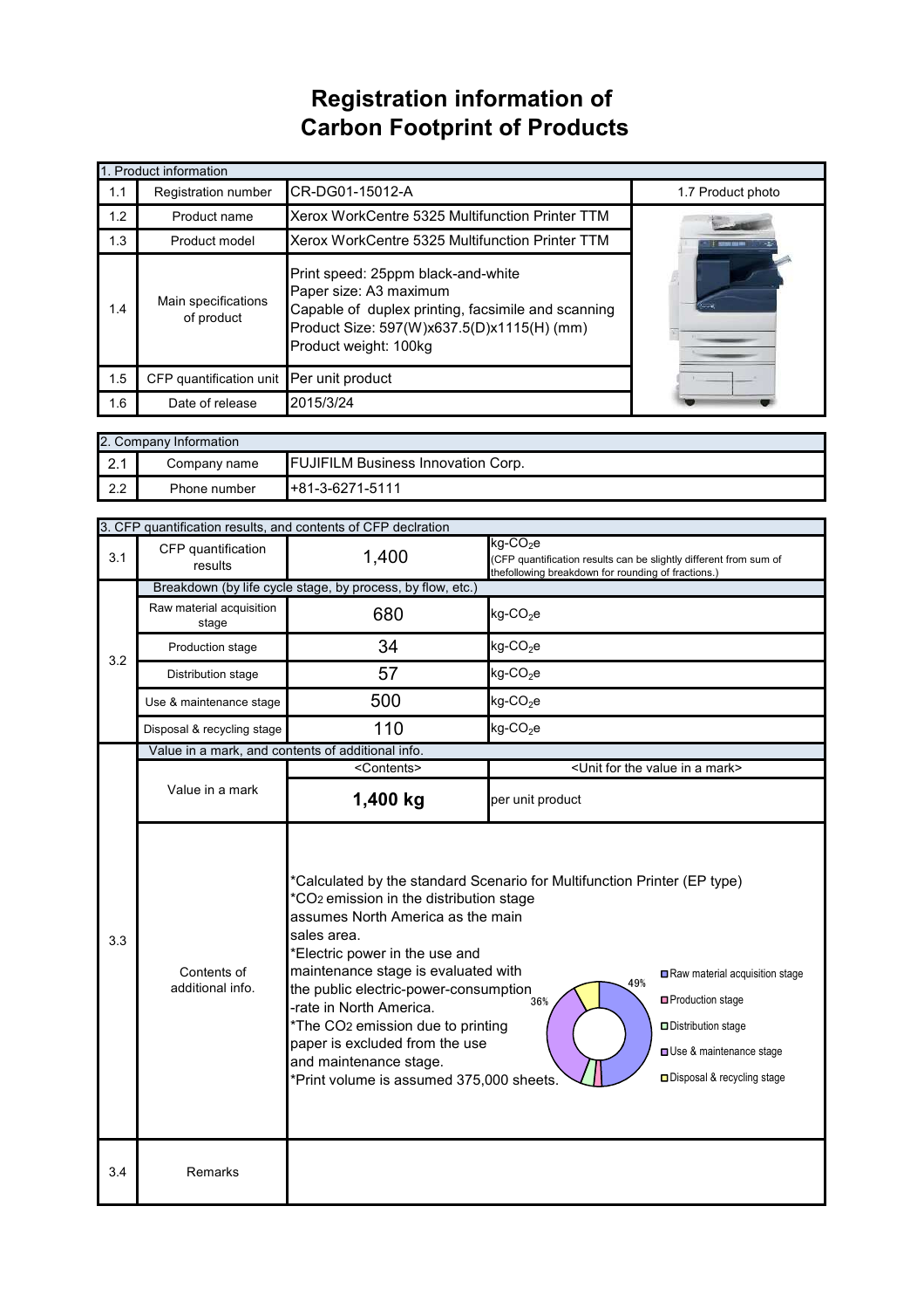# Registration information of Carbon Footprint of Products

| 1. Product information | | | |
|---|---|---|---|
| 1.1 | Registration number | CR-DG01-15012-A | 1.7 Product photo |
| 1.2 | Product name | Xerox WorkCentre 5325 Multifunction Printer TTM | |
| 1.3 | Product model | Xerox WorkCentre 5325 Multifunction Printer TTM | |
| 1.4 | Main specifications of product | Print speed: 25ppm black-and-white<br>Paper size: A3 maximum<br>Capable of duplex printing, facsimile and scanning<br>Product Size: 597(W)x637.5(D)x1115(H) (mm)<br>Product weight: 100kg | |
| 1.5 | CFP quantification unit | Per unit product | |
| 1.6 | Date of release | 2015/3/24 | |

| 2. Company Information | | |
|---|---|---|
| 2.1 | Company name | FUJIFILM Business Innovation Corp. |
| 2.2 | Phone number | +81-3-6271-5111 |

| 3. CFP quantification results, and contents of CFP declration | | | |
|---|---|---|---|
| 3.1 | CFP quantification results | 1,400 | kg-$CO_2$e<br>(CFP quantification results can be slightly different from sum of thefollowing breakdown for rounding of fractions.) |
| 3.2 | Breakdown (by life cycle stage, by process, by flow, etc.) | | |
| | Raw material acquisition stage | 680 | kg-$CO_2$e |
| | Production stage | 34 | kg-$CO_2$e |
| | Distribution stage | 57 | kg-$CO_2$e |
| | Use & maintenance stage | 500 | kg-$CO_2$e |
| | Disposal & recycling stage | 110 | kg-$CO_2$e |
| 3.3 | Value in a mark, and contents of additional info. | | |
| | | <Contents> | <Unit for the value in a mark> |
| | Value in a mark | **1,400 kg** | per unit product |
| | Contents of additional info. | *Calculated by the standard Scenario for Multifunction Printer (EP type)<br>*$CO_2$ emission in the distribution stage assumes North America as the main sales area.<br>*Electric power in the use and maintenance stage is evaluated with the public electric-power-consumption -rate in North America.<br>*The $CO_2$ emission due to printing paper is excluded from the use and maintenance stage.<br>*Print volume is assumed 375,000 sheets.<br><br>Chart: Raw material acquisition stage 49%; Production stage; Distribution stage; Use & maintenance stage 36%; Disposal & recycling stage | |
| 3.4 | Remarks | | |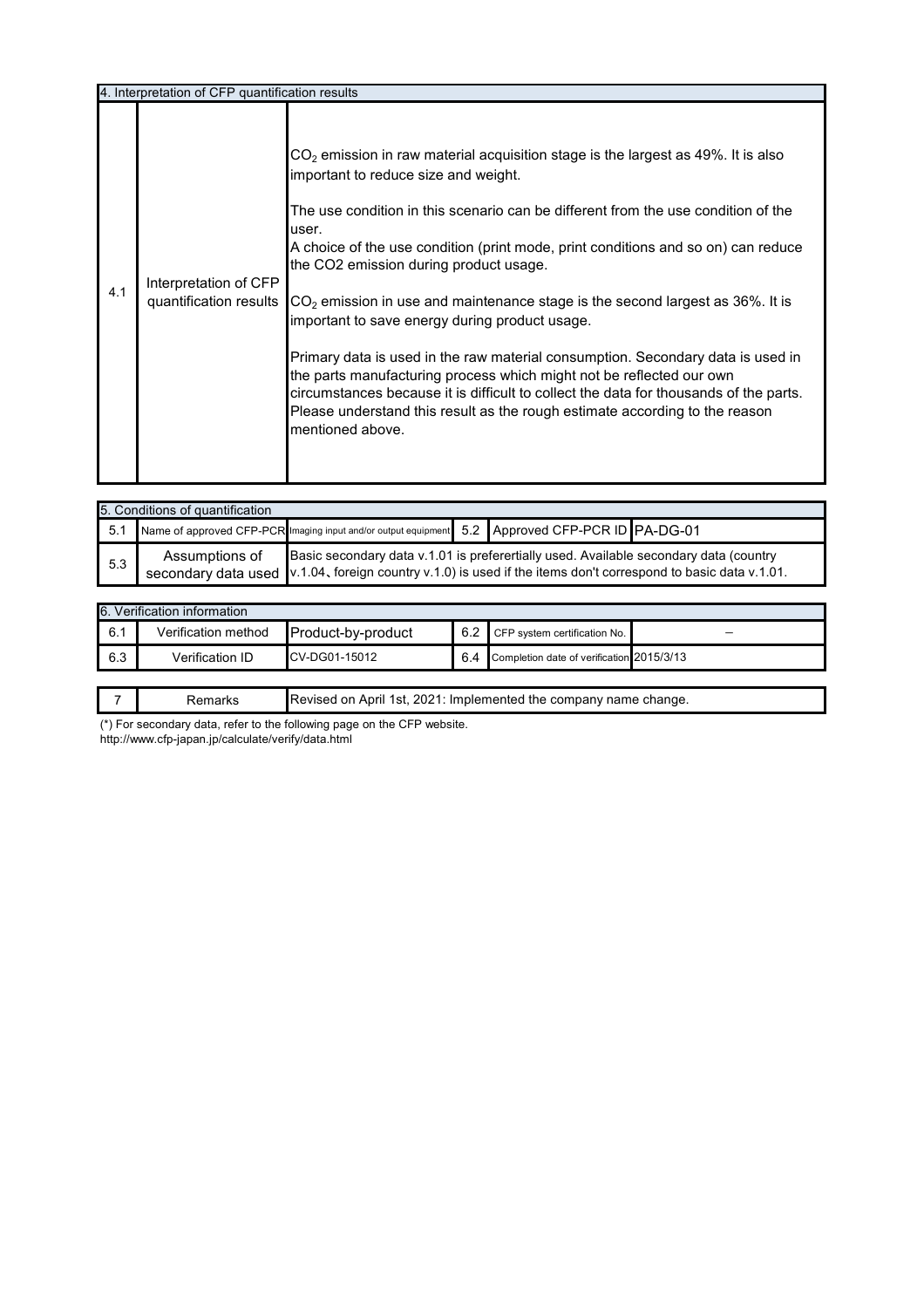| 4. Interpretation of CFP quantification results | | |
|---|---|---|
| 4.1 | Interpretation of CFP quantification results | $CO_2$ emission in raw material acquisition stage is the largest as 49%. It is also important to reduce size and weight.<br><br>The use condition in this scenario can be different from the use condition of the user.<br>A choice of the use condition (print mode, print conditions and so on) can reduce the CO2 emission during product usage.<br><br>$CO_2$ emission in use and maintenance stage is the second largest as 36%. It is important to save energy during product usage.<br><br>Primary data is used in the raw material consumption. Secondary data is used in the parts manufacturing process which might not be reflected our own circumstances because it is difficult to collect the data for thousands of the parts. Please understand this result as the rough estimate according to the reason mentioned above. |

| 5. Conditions of quantification | | | | | |
|---|---|---|---|---|---|
| 5.1 | Name of approved CFP-PCR | Imaging input and/or output equipment | 5.2 | Approved CFP-PCR ID | PA-DG-01 |
| 5.3 | Assumptions of secondary data used | Basic secondary data v.1.01 is preferertially used. Available secondary data (country v.1.04、foreign country v.1.0) is used if the items don't correspond to basic data v.1.01. | | | |

| 6. Verification information | | | | | |
|---|---|---|---|---|---|
| 6.1 | Verification method | Product-by-product | 6.2 | CFP system certification No. | − |
| 6.3 | Verification ID | CV-DG01-15012 | 6.4 | Completion date of verification | 2015/3/13 |

| | | |
|---|---|---|
| 7 | Remarks | Revised on April 1st, 2021: Implemented the company name change. |

(*) For secondary data, refer to the following page on the CFP website.
http://www.cfp-japan.jp/calculate/verify/data.html